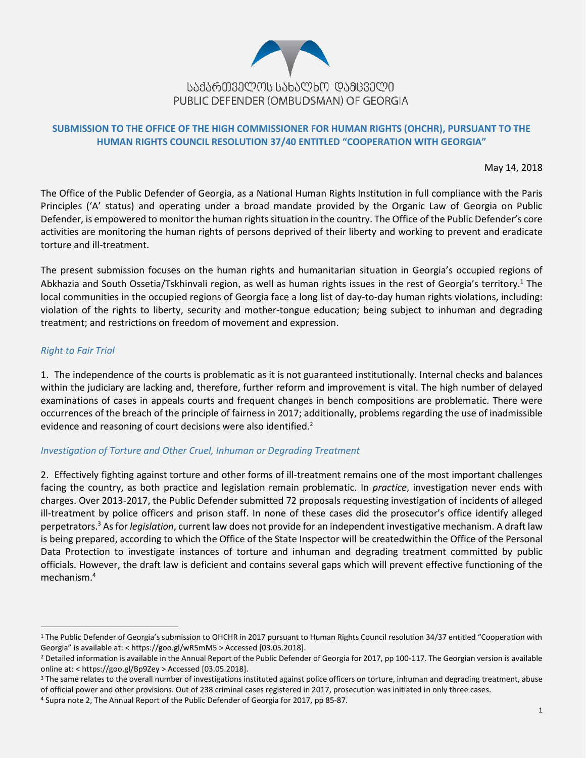საქართველოს სახალხო დამცველი
PUBLIC DEFENDER (OMBUDSMAN) OF GEORGIA

## SUBMISSION TO THE OFFICE OF THE HIGH COMMISSIONER FOR HUMAN RIGHTS (OHCHR), PURSUANT TO THE HUMAN RIGHTS COUNCIL RESOLUTION 37/40 ENTITLED "COOPERATION WITH GEORGIA"

May 14, 2018

The Office of the Public Defender of Georgia, as a National Human Rights Institution in full compliance with the Paris Principles ('A' status) and operating under a broad mandate provided by the Organic Law of Georgia on Public Defender, is empowered to monitor the human rights situation in the country. The Office of the Public Defender's core activities are monitoring the human rights of persons deprived of their liberty and working to prevent and eradicate torture and ill-treatment.

The present submission focuses on the human rights and humanitarian situation in Georgia's occupied regions of Abkhazia and South Ossetia/Tskhinvali region, as well as human rights issues in the rest of Georgia's territory.[1] The local communities in the occupied regions of Georgia face a long list of day-to-day human rights violations, including: violation of the rights to liberty, security and mother-tongue education; being subject to inhuman and degrading treatment; and restrictions on freedom of movement and expression.

### *Right to Fair Trial*

1. The independence of the courts is problematic as it is not guaranteed institutionally. Internal checks and balances within the judiciary are lacking and, therefore, further reform and improvement is vital. The high number of delayed examinations of cases in appeals courts and frequent changes in bench compositions are problematic. There were occurrences of the breach of the principle of fairness in 2017; additionally, problems regarding the use of inadmissible evidence and reasoning of court decisions were also identified.[2]

### *Investigation of Torture and Other Cruel, Inhuman or Degrading Treatment*

2. Effectively fighting against torture and other forms of ill-treatment remains one of the most important challenges facing the country, as both practice and legislation remain problematic. In *practice*, investigation never ends with charges. Over 2013-2017, the Public Defender submitted 72 proposals requesting investigation of incidents of alleged ill-treatment by police officers and prison staff. In none of these cases did the prosecutor's office identify alleged perpetrators.[3] As for *legislation*, current law does not provide for an independent investigative mechanism. A draft law is being prepared, according to which the Office of the State Inspector will be createdwithin the Office of the Personal Data Protection to investigate instances of torture and inhuman and degrading treatment committed by public officials. However, the draft law is deficient and contains several gaps which will prevent effective functioning of the mechanism.[4]

---

[1] The Public Defender of Georgia's submission to OHCHR in 2017 pursuant to Human Rights Council resolution 34/37 entitled "Cooperation with Georgia" is available at: < https://goo.gl/wR5mM5 > Accessed [03.05.2018].

[2] Detailed information is available in the Annual Report of the Public Defender of Georgia for 2017, pp 100-117. The Georgian version is available online at: < https://goo.gl/Bp9Zey > Accessed [03.05.2018].

[3] The same relates to the overall number of investigations instituted against police officers on torture, inhuman and degrading treatment, abuse of official power and other provisions. Out of 238 criminal cases registered in 2017, prosecution was initiated in only three cases.

[4] Supra note 2, The Annual Report of the Public Defender of Georgia for 2017, pp 85-87.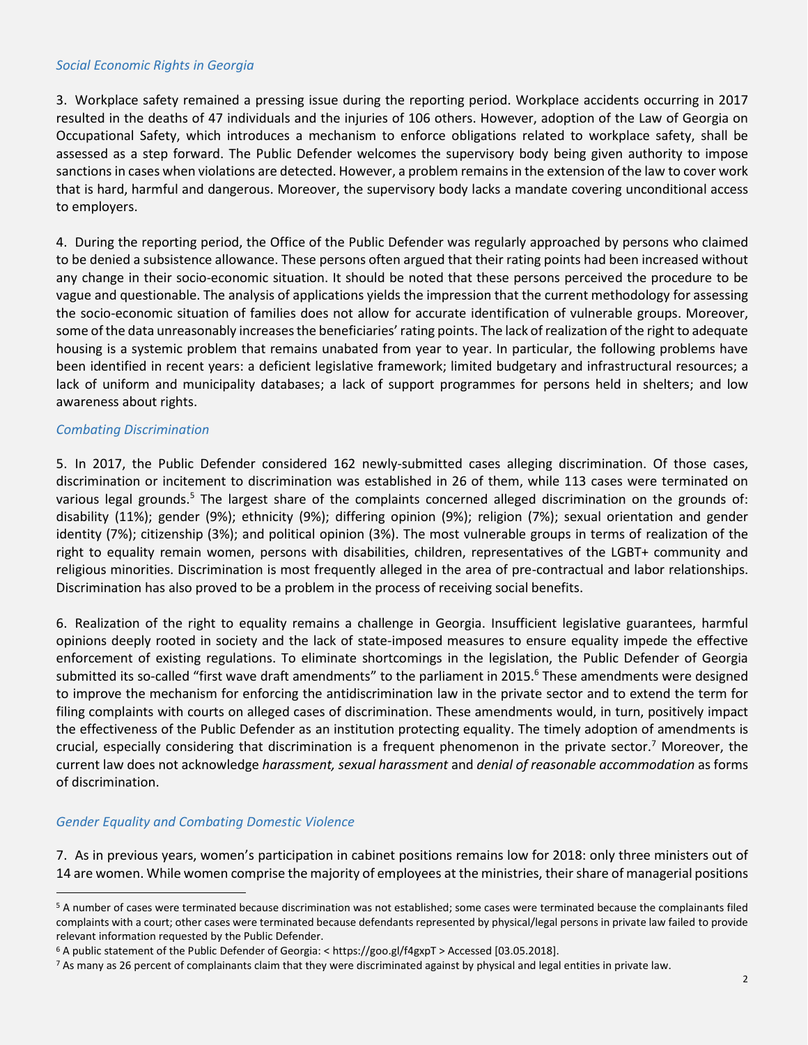*Social Economic Rights in Georgia*

3. Workplace safety remained a pressing issue during the reporting period. Workplace accidents occurring in 2017 resulted in the deaths of 47 individuals and the injuries of 106 others. However, adoption of the Law of Georgia on Occupational Safety, which introduces a mechanism to enforce obligations related to workplace safety, shall be assessed as a step forward. The Public Defender welcomes the supervisory body being given authority to impose sanctions in cases when violations are detected. However, a problem remains in the extension of the law to cover work that is hard, harmful and dangerous. Moreover, the supervisory body lacks a mandate covering unconditional access to employers.

4. During the reporting period, the Office of the Public Defender was regularly approached by persons who claimed to be denied a subsistence allowance. These persons often argued that their rating points had been increased without any change in their socio-economic situation. It should be noted that these persons perceived the procedure to be vague and questionable. The analysis of applications yields the impression that the current methodology for assessing the socio-economic situation of families does not allow for accurate identification of vulnerable groups. Moreover, some of the data unreasonably increases the beneficiaries' rating points. The lack of realization of the right to adequate housing is a systemic problem that remains unabated from year to year. In particular, the following problems have been identified in recent years: a deficient legislative framework; limited budgetary and infrastructural resources; a lack of uniform and municipality databases; a lack of support programmes for persons held in shelters; and low awareness about rights.

*Combating Discrimination*

5. In 2017, the Public Defender considered 162 newly-submitted cases alleging discrimination. Of those cases, discrimination or incitement to discrimination was established in 26 of them, while 113 cases were terminated on various legal grounds.[5] The largest share of the complaints concerned alleged discrimination on the grounds of: disability (11%); gender (9%); ethnicity (9%); differing opinion (9%); religion (7%); sexual orientation and gender identity (7%); citizenship (3%); and political opinion (3%). The most vulnerable groups in terms of realization of the right to equality remain women, persons with disabilities, children, representatives of the LGBT+ community and religious minorities. Discrimination is most frequently alleged in the area of pre-contractual and labor relationships. Discrimination has also proved to be a problem in the process of receiving social benefits.

6. Realization of the right to equality remains a challenge in Georgia. Insufficient legislative guarantees, harmful opinions deeply rooted in society and the lack of state-imposed measures to ensure equality impede the effective enforcement of existing regulations. To eliminate shortcomings in the legislation, the Public Defender of Georgia submitted its so-called "first wave draft amendments" to the parliament in 2015.[6] These amendments were designed to improve the mechanism for enforcing the antidiscrimination law in the private sector and to extend the term for filing complaints with courts on alleged cases of discrimination. These amendments would, in turn, positively impact the effectiveness of the Public Defender as an institution protecting equality. The timely adoption of amendments is crucial, especially considering that discrimination is a frequent phenomenon in the private sector.[7] Moreover, the current law does not acknowledge *harassment, sexual harassment* and *denial of reasonable accommodation* as forms of discrimination.

*Gender Equality and Combating Domestic Violence*

7. As in previous years, women's participation in cabinet positions remains low for 2018: only three ministers out of 14 are women. While women comprise the majority of employees at the ministries, their share of managerial positions

---

[5] A number of cases were terminated because discrimination was not established; some cases were terminated because the complainants filed complaints with a court; other cases were terminated because defendants represented by physical/legal persons in private law failed to provide relevant information requested by the Public Defender.

[6] A public statement of the Public Defender of Georgia: < https://goo.gl/f4gxpT > Accessed [03.05.2018].

[7] As many as 26 percent of complainants claim that they were discriminated against by physical and legal entities in private law.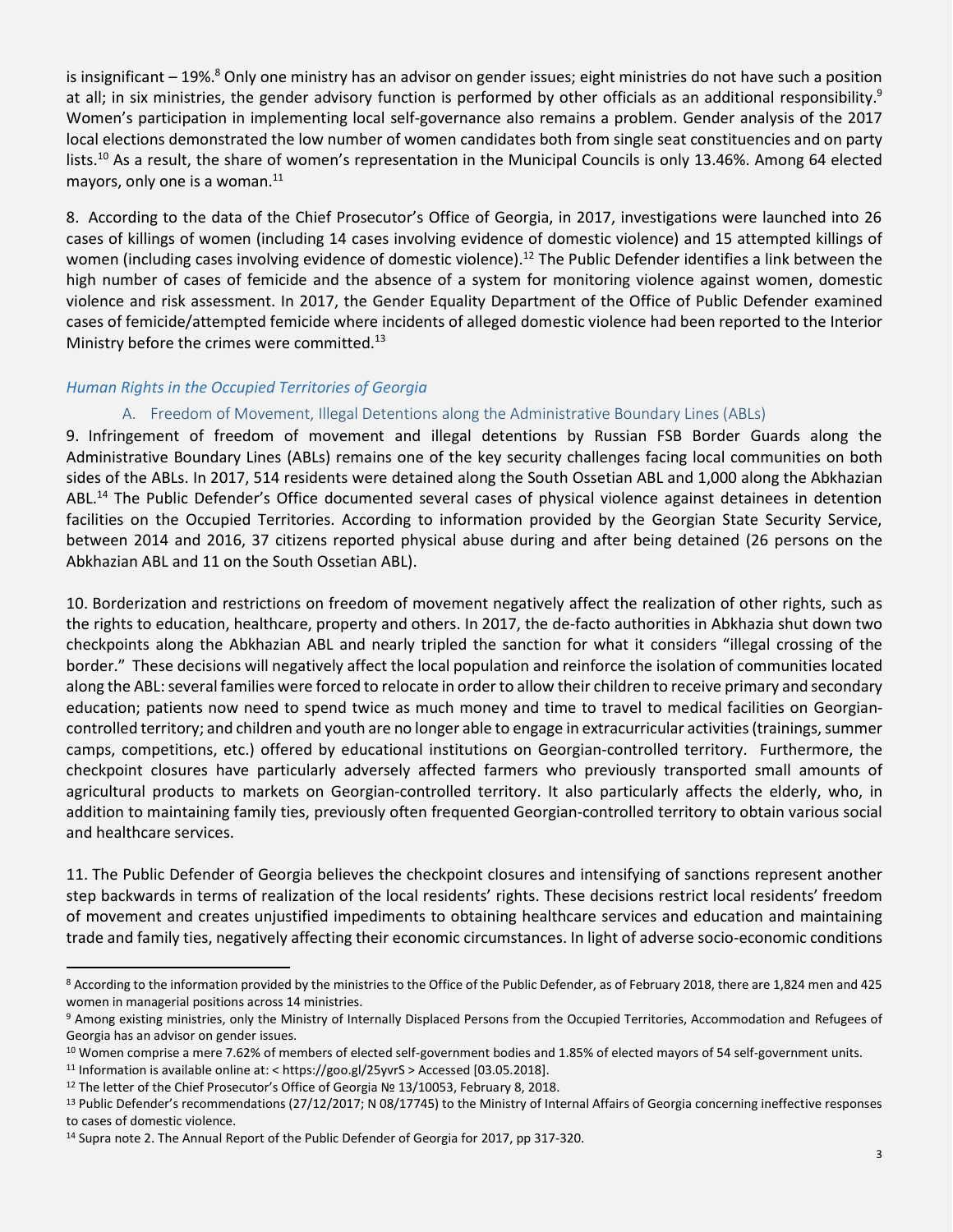is insignificant – 19%.[8] Only one ministry has an advisor on gender issues; eight ministries do not have such a position at all; in six ministries, the gender advisory function is performed by other officials as an additional responsibility.[9] Women's participation in implementing local self-governance also remains a problem. Gender analysis of the 2017 local elections demonstrated the low number of women candidates both from single seat constituencies and on party lists.[10] As a result, the share of women's representation in the Municipal Councils is only 13.46%. Among 64 elected mayors, only one is a woman.[11]

8. According to the data of the Chief Prosecutor's Office of Georgia, in 2017, investigations were launched into 26 cases of killings of women (including 14 cases involving evidence of domestic violence) and 15 attempted killings of women (including cases involving evidence of domestic violence).[12] The Public Defender identifies a link between the high number of cases of femicide and the absence of a system for monitoring violence against women, domestic violence and risk assessment. In 2017, the Gender Equality Department of the Office of Public Defender examined cases of femicide/attempted femicide where incidents of alleged domestic violence had been reported to the Interior Ministry before the crimes were committed.[13]

## *Human Rights in the Occupied Territories of Georgia*

### A. Freedom of Movement, Illegal Detentions along the Administrative Boundary Lines (ABLs)

9. Infringement of freedom of movement and illegal detentions by Russian FSB Border Guards along the Administrative Boundary Lines (ABLs) remains one of the key security challenges facing local communities on both sides of the ABLs. In 2017, 514 residents were detained along the South Ossetian ABL and 1,000 along the Abkhazian ABL.[14] The Public Defender's Office documented several cases of physical violence against detainees in detention facilities on the Occupied Territories. According to information provided by the Georgian State Security Service, between 2014 and 2016, 37 citizens reported physical abuse during and after being detained (26 persons on the Abkhazian ABL and 11 on the South Ossetian ABL).

10. Borderization and restrictions on freedom of movement negatively affect the realization of other rights, such as the rights to education, healthcare, property and others. In 2017, the de-facto authorities in Abkhazia shut down two checkpoints along the Abkhazian ABL and nearly tripled the sanction for what it considers "illegal crossing of the border." These decisions will negatively affect the local population and reinforce the isolation of communities located along the ABL: several families were forced to relocate in order to allow their children to receive primary and secondary education; patients now need to spend twice as much money and time to travel to medical facilities on Georgian-controlled territory; and children and youth are no longer able to engage in extracurricular activities (trainings, summer camps, competitions, etc.) offered by educational institutions on Georgian-controlled territory. Furthermore, the checkpoint closures have particularly adversely affected farmers who previously transported small amounts of agricultural products to markets on Georgian-controlled territory. It also particularly affects the elderly, who, in addition to maintaining family ties, previously often frequented Georgian-controlled territory to obtain various social and healthcare services.

11. The Public Defender of Georgia believes the checkpoint closures and intensifying of sanctions represent another step backwards in terms of realization of the local residents' rights. These decisions restrict local residents' freedom of movement and creates unjustified impediments to obtaining healthcare services and education and maintaining trade and family ties, negatively affecting their economic circumstances. In light of adverse socio-economic conditions

---

[8] According to the information provided by the ministries to the Office of the Public Defender, as of February 2018, there are 1,824 men and 425 women in managerial positions across 14 ministries.

[9] Among existing ministries, only the Ministry of Internally Displaced Persons from the Occupied Territories, Accommodation and Refugees of Georgia has an advisor on gender issues.

[10] Women comprise a mere 7.62% of members of elected self-government bodies and 1.85% of elected mayors of 54 self-government units.

[11] Information is available online at: < https://goo.gl/25yvrS > Accessed [03.05.2018].

[12] The letter of the Chief Prosecutor's Office of Georgia № 13/10053, February 8, 2018.

[13] Public Defender's recommendations (27/12/2017; N 08/17745) to the Ministry of Internal Affairs of Georgia concerning ineffective responses to cases of domestic violence.

[14] Supra note 2. The Annual Report of the Public Defender of Georgia for 2017, pp 317-320.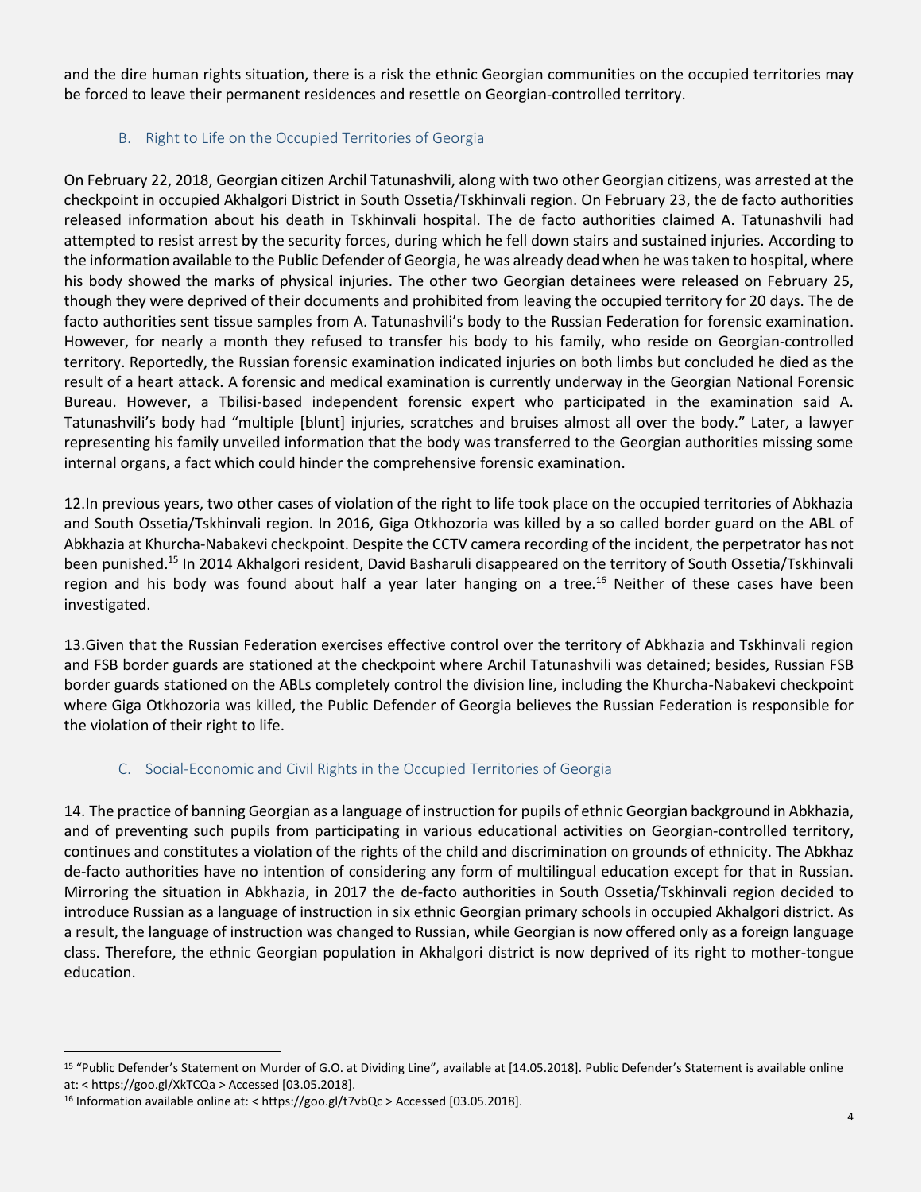and the dire human rights situation, there is a risk the ethnic Georgian communities on the occupied territories may be forced to leave their permanent residences and resettle on Georgian-controlled territory.

### B. Right to Life on the Occupied Territories of Georgia

On February 22, 2018, Georgian citizen Archil Tatunashvili, along with two other Georgian citizens, was arrested at the checkpoint in occupied Akhalgori District in South Ossetia/Tskhinvali region. On February 23, the de facto authorities released information about his death in Tskhinvali hospital. The de facto authorities claimed A. Tatunashvili had attempted to resist arrest by the security forces, during which he fell down stairs and sustained injuries. According to the information available to the Public Defender of Georgia, he was already dead when he was taken to hospital, where his body showed the marks of physical injuries. The other two Georgian detainees were released on February 25, though they were deprived of their documents and prohibited from leaving the occupied territory for 20 days. The de facto authorities sent tissue samples from A. Tatunashvili's body to the Russian Federation for forensic examination. However, for nearly a month they refused to transfer his body to his family, who reside on Georgian-controlled territory. Reportedly, the Russian forensic examination indicated injuries on both limbs but concluded he died as the result of a heart attack. A forensic and medical examination is currently underway in the Georgian National Forensic Bureau. However, a Tbilisi-based independent forensic expert who participated in the examination said A. Tatunashvili's body had "multiple [blunt] injuries, scratches and bruises almost all over the body." Later, a lawyer representing his family unveiled information that the body was transferred to the Georgian authorities missing some internal organs, a fact which could hinder the comprehensive forensic examination.

12.In previous years, two other cases of violation of the right to life took place on the occupied territories of Abkhazia and South Ossetia/Tskhinvali region. In 2016, Giga Otkhozoria was killed by a so called border guard on the ABL of Abkhazia at Khurcha-Nabakevi checkpoint. Despite the CCTV camera recording of the incident, the perpetrator has not been punished.[15] In 2014 Akhalgori resident, David Basharuli disappeared on the territory of South Ossetia/Tskhinvali region and his body was found about half a year later hanging on a tree.[16] Neither of these cases have been investigated.

13.Given that the Russian Federation exercises effective control over the territory of Abkhazia and Tskhinvali region and FSB border guards are stationed at the checkpoint where Archil Tatunashvili was detained; besides, Russian FSB border guards stationed on the ABLs completely control the division line, including the Khurcha-Nabakevi checkpoint where Giga Otkhozoria was killed, the Public Defender of Georgia believes the Russian Federation is responsible for the violation of their right to life.

### C. Social-Economic and Civil Rights in the Occupied Territories of Georgia

14. The practice of banning Georgian as a language of instruction for pupils of ethnic Georgian background in Abkhazia, and of preventing such pupils from participating in various educational activities on Georgian-controlled territory, continues and constitutes a violation of the rights of the child and discrimination on grounds of ethnicity. The Abkhaz de-facto authorities have no intention of considering any form of multilingual education except for that in Russian. Mirroring the situation in Abkhazia, in 2017 the de-facto authorities in South Ossetia/Tskhinvali region decided to introduce Russian as a language of instruction in six ethnic Georgian primary schools in occupied Akhalgori district. As a result, the language of instruction was changed to Russian, while Georgian is now offered only as a foreign language class. Therefore, the ethnic Georgian population in Akhalgori district is now deprived of its right to mother-tongue education.

---

[15] "Public Defender's Statement on Murder of G.O. at Dividing Line", available at [14.05.2018]. Public Defender's Statement is available online at: < https://goo.gl/XkTCQa > Accessed [03.05.2018].

[16] Information available online at: < https://goo.gl/t7vbQc > Accessed [03.05.2018].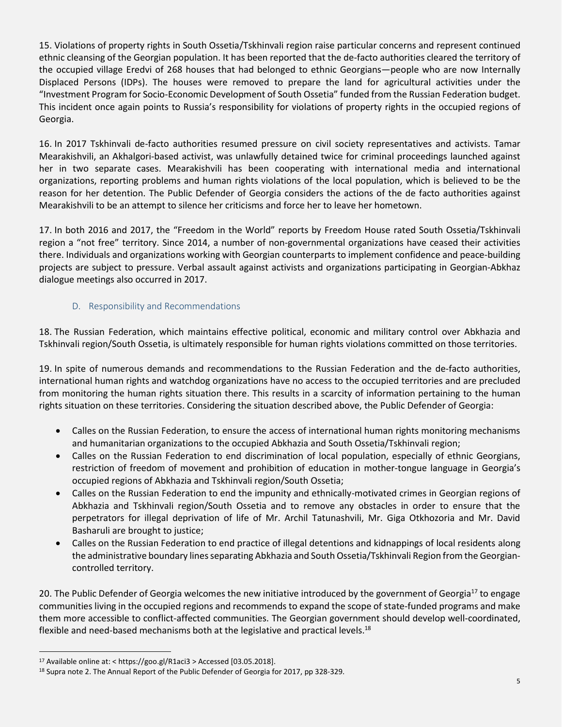15. Violations of property rights in South Ossetia/Tskhinvali region raise particular concerns and represent continued ethnic cleansing of the Georgian population. It has been reported that the de-facto authorities cleared the territory of the occupied village Eredvi of 268 houses that had belonged to ethnic Georgians—people who are now Internally Displaced Persons (IDPs). The houses were removed to prepare the land for agricultural activities under the "Investment Program for Socio-Economic Development of South Ossetia" funded from the Russian Federation budget. This incident once again points to Russia's responsibility for violations of property rights in the occupied regions of Georgia.

16. In 2017 Tskhinvali de-facto authorities resumed pressure on civil society representatives and activists. Tamar Mearakishvili, an Akhalgori-based activist, was unlawfully detained twice for criminal proceedings launched against her in two separate cases. Mearakishvili has been cooperating with international media and international organizations, reporting problems and human rights violations of the local population, which is believed to be the reason for her detention. The Public Defender of Georgia considers the actions of the de facto authorities against Mearakishvili to be an attempt to silence her criticisms and force her to leave her hometown.

17. In both 2016 and 2017, the "Freedom in the World" reports by Freedom House rated South Ossetia/Tskhinvali region a "not free" territory. Since 2014, a number of non-governmental organizations have ceased their activities there. Individuals and organizations working with Georgian counterparts to implement confidence and peace-building projects are subject to pressure. Verbal assault against activists and organizations participating in Georgian-Abkhaz dialogue meetings also occurred in 2017.

### D. Responsibility and Recommendations

18. The Russian Federation, which maintains effective political, economic and military control over Abkhazia and Tskhinvali region/South Ossetia, is ultimately responsible for human rights violations committed on those territories.

19. In spite of numerous demands and recommendations to the Russian Federation and the de-facto authorities, international human rights and watchdog organizations have no access to the occupied territories and are precluded from monitoring the human rights situation there. This results in a scarcity of information pertaining to the human rights situation on these territories. Considering the situation described above, the Public Defender of Georgia:

- Calles on the Russian Federation, to ensure the access of international human rights monitoring mechanisms and humanitarian organizations to the occupied Abkhazia and South Ossetia/Tskhinvali region;
- Calles on the Russian Federation to end discrimination of local population, especially of ethnic Georgians, restriction of freedom of movement and prohibition of education in mother-tongue language in Georgia's occupied regions of Abkhazia and Tskhinvali region/South Ossetia;
- Calles on the Russian Federation to end the impunity and ethnically-motivated crimes in Georgian regions of Abkhazia and Tskhinvali region/South Ossetia and to remove any obstacles in order to ensure that the perpetrators for illegal deprivation of life of Mr. Archil Tatunashvili, Mr. Giga Otkhozoria and Mr. David Basharuli are brought to justice;
- Calles on the Russian Federation to end practice of illegal detentions and kidnappings of local residents along the administrative boundary lines separating Abkhazia and South Ossetia/Tskhinvali Region from the Georgian-controlled territory.

20. The Public Defender of Georgia welcomes the new initiative introduced by the government of Georgia[17] to engage communities living in the occupied regions and recommends to expand the scope of state-funded programs and make them more accessible to conflict-affected communities. The Georgian government should develop well-coordinated, flexible and need-based mechanisms both at the legislative and practical levels.[18]

---

[17] Available online at: < https://goo.gl/R1aci3 > Accessed [03.05.2018].

[18] Supra note 2. The Annual Report of the Public Defender of Georgia for 2017, pp 328-329.